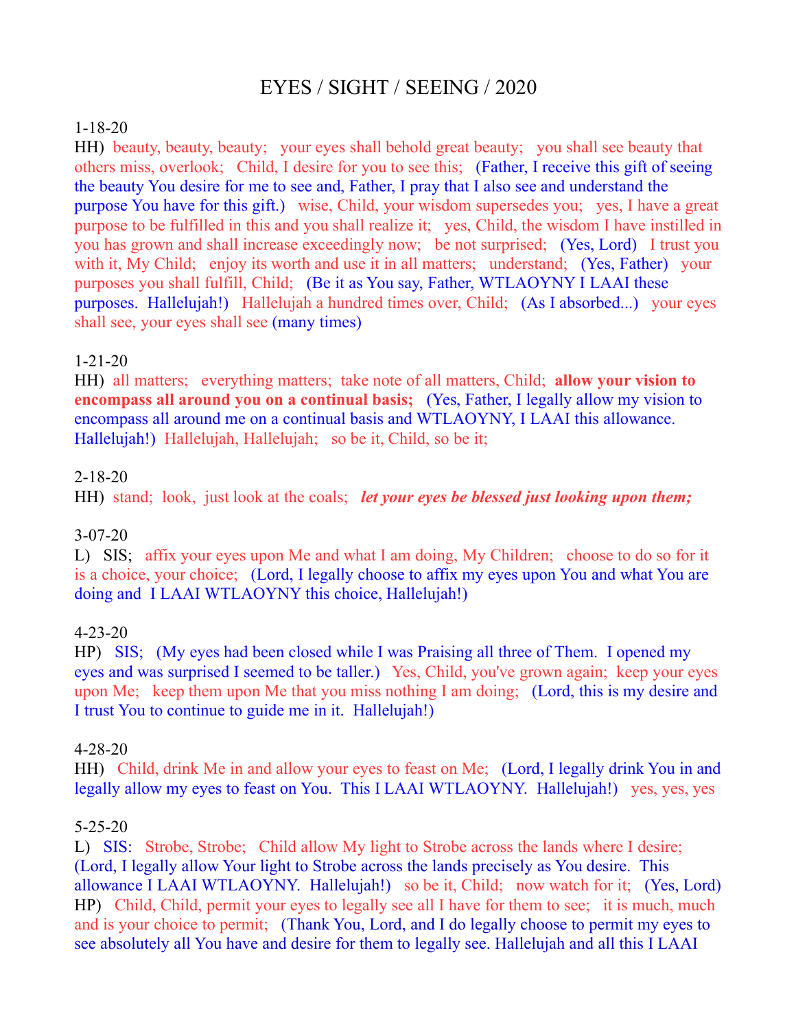# EYES / SIGHT / SEEING / 2020

1-18-20

HH) beauty, beauty, beauty; your eyes shall behold great beauty; you shall see beauty that others miss, overlook; Child, I desire for you to see this; (Father, I receive this gift of seeing the beauty You desire for me to see and, Father, I pray that I also see and understand the purpose You have for this gift.) wise, Child, your wisdom supersedes you; yes, I have a great purpose to be fulfilled in this and you shall realize it; yes, Child, the wisdom I have instilled in you has grown and shall increase exceedingly now; be not surprised; (Yes, Lord) I trust you with it, My Child; enjoy its worth and use it in all matters; understand; (Yes, Father) your purposes you shall fulfill, Child; (Be it as You say, Father, WTLAOYNY I LAAI these purposes. Hallelujah!) Hallelujah a hundred times over, Child; (As I absorbed...) your eyes shall see, your eyes shall see (many times)

1-21-20

HH) all matters; everything matters; take note of all matters, Child; **allow your vision to encompass all around you on a continual basis;** (Yes, Father, I legally allow my vision to encompass all around me on a continual basis and WTLAOYNY, I LAAI this allowance. Hallelujah!) Hallelujah, Hallelujah; so be it, Child, so be it;

2-18-20

HH) stand; look, just look at the coals; ***let your eyes be blessed just looking upon them;***

3-07-20

L) SIS; affix your eyes upon Me and what I am doing, My Children; choose to do so for it is a choice, your choice; (Lord, I legally choose to affix my eyes upon You and what You are doing and I LAAI WTLAOYNY this choice, Hallelujah!)

4-23-20

HP) SIS; (My eyes had been closed while I was Praising all three of Them. I opened my eyes and was surprised I seemed to be taller.) Yes, Child, you've grown again; keep your eyes upon Me; keep them upon Me that you miss nothing I am doing; (Lord, this is my desire and I trust You to continue to guide me in it. Hallelujah!)

4-28-20

HH) Child, drink Me in and allow your eyes to feast on Me; (Lord, I legally drink You in and legally allow my eyes to feast on You. This I LAAI WTLAOYNY. Hallelujah!) yes, yes, yes

5-25-20

L) SIS: Strobe, Strobe; Child allow My light to Strobe across the lands where I desire; (Lord, I legally allow Your light to Strobe across the lands precisely as You desire. This allowance I LAAI WTLAOYNY. Hallelujah!) so be it, Child; now watch for it; (Yes, Lord)

HP) Child, Child, permit your eyes to legally see all I have for them to see; it is much, much and is your choice to permit; (Thank You, Lord, and I do legally choose to permit my eyes to see absolutely all You have and desire for them to legally see. Hallelujah and all this I LAAI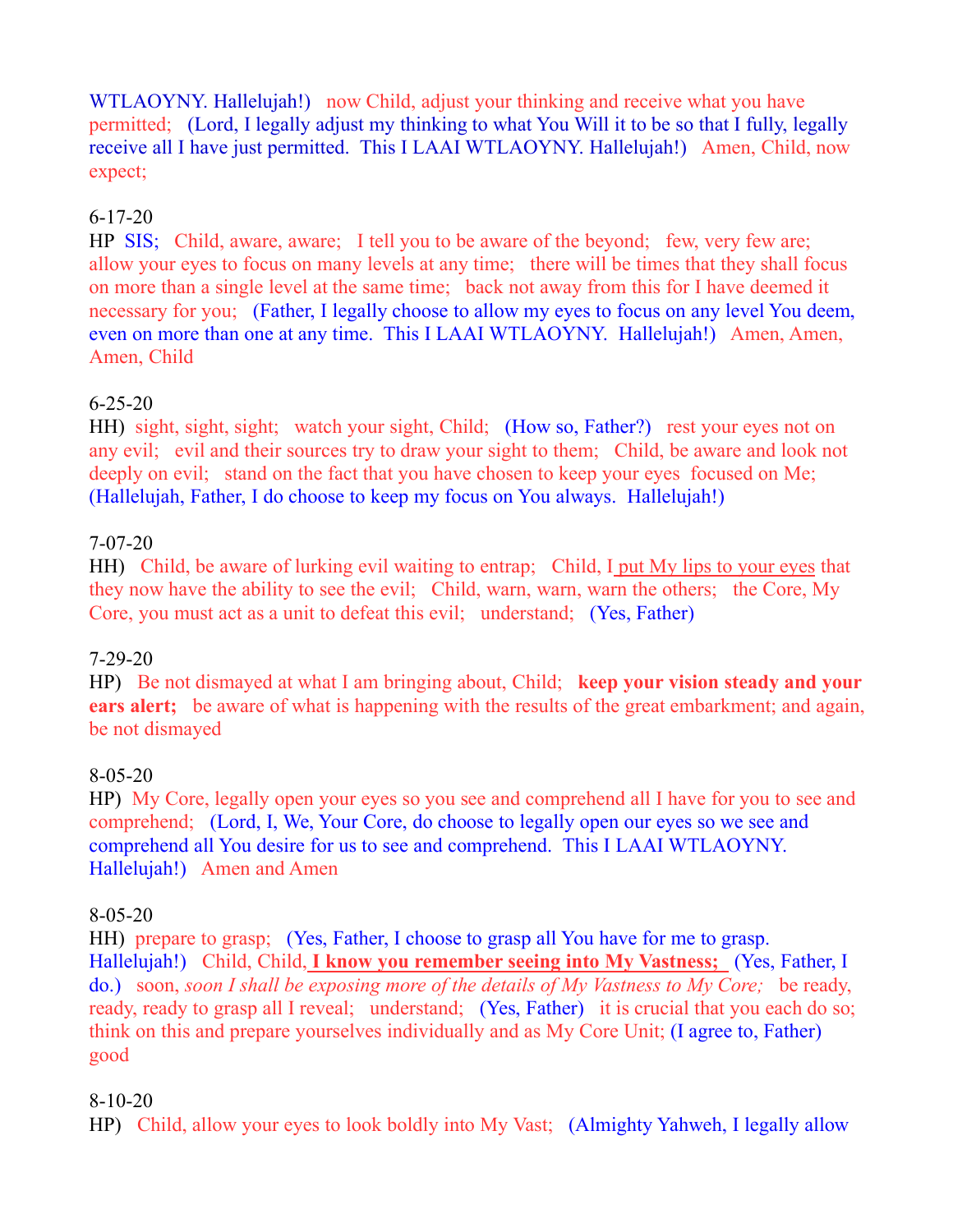WTLAOYNY. Hallelujah!)   now Child, adjust your thinking and receive what you have permitted;   (Lord, I legally adjust my thinking to what You Will it to be so that I fully, legally receive all I have just permitted.  This I LAAI WTLAOYNY. Hallelujah!)   Amen, Child, now expect;

6-17-20
HP  SIS;   Child, aware, aware;   I tell you to be aware of the beyond;   few, very few are;   allow your eyes to focus on many levels at any time;   there will be times that they shall focus on more than a single level at the same time;   back not away from this for I have deemed it necessary for you;   (Father, I legally choose to allow my eyes to focus on any level You deem, even on more than one at any time.  This I LAAI WTLAOYNY.  Hallelujah!)   Amen, Amen, Amen, Child

6-25-20
HH)  sight, sight, sight;   watch your sight, Child;   (How so, Father?)   rest your eyes not on any evil;   evil and their sources try to draw your sight to them;   Child, be aware and look not deeply on evil;   stand on the fact that you have chosen to keep your eyes  focused on Me;   (Hallelujah, Father, I do choose to keep my focus on You always.  Hallelujah!)

7-07-20
HH)   Child, be aware of lurking evil waiting to entrap;   Child, I put My lips to your eyes that they now have the ability to see the evil;   Child, warn, warn, warn the others;   the Core, My Core, you must act as a unit to defeat this evil;   understand;   (Yes, Father)

7-29-20
HP)   Be not dismayed at what I am bringing about, Child;   **keep your vision steady and your ears alert;**   be aware of what is happening with the results of the great embarkment; and again, be not dismayed

8-05-20
HP)  My Core, legally open your eyes so you see and comprehend all I have for you to see and comprehend;   (Lord, I, We, Your Core, do choose to legally open our eyes so we see and comprehend all You desire for us to see and comprehend.  This I LAAI WTLAOYNY. Hallelujah!)   Amen and Amen

8-05-20
HH)  prepare to grasp;   (Yes, Father, I choose to grasp all You have for me to grasp. Hallelujah!)   Child, Child, **I know you remember seeing into My Vastness;**   (Yes, Father, I do.)   soon, *soon I shall be exposing more of the details of My Vastness to My Core;*   be ready, ready, ready to grasp all I reveal;   understand;   (Yes, Father)   it is crucial that you each do so; think on this and prepare yourselves individually and as My Core Unit; (I agree to, Father) good

8-10-20
HP)   Child, allow your eyes to look boldly into My Vast;   (Almighty Yahweh, I legally allow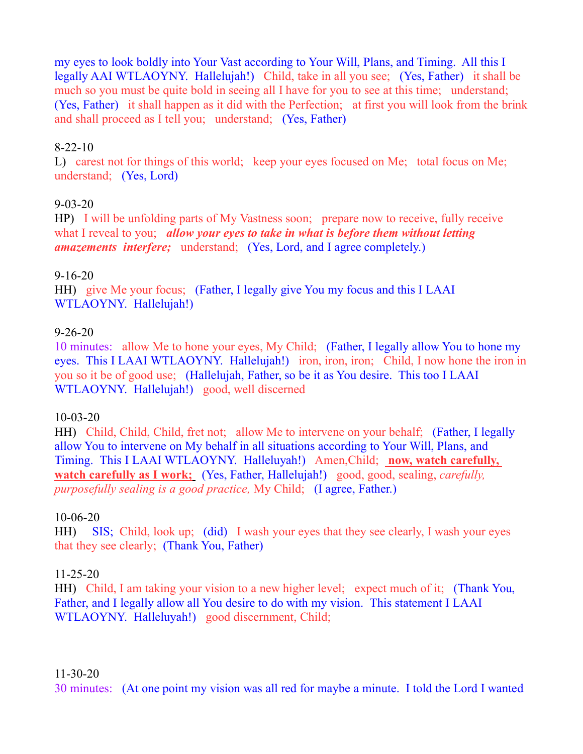my eyes to look boldly into Your Vast according to Your Will, Plans, and Timing.  All this I legally AAI WTLAOYNY.  Hallelujah!)   Child, take in all you see;   (Yes, Father)   it shall be much so you must be quite bold in seeing all I have for you to see at this time;   understand;   (Yes, Father)   it shall happen as it did with the Perfection;   at first you will look from the brink and shall proceed as I tell you;   understand;   (Yes, Father)

8-22-10
L)   carest not for things of this world;   keep your eyes focused on Me;   total focus on Me; understand;   (Yes, Lord)

9-03-20
HP)   I will be unfolding parts of My Vastness soon;   prepare now to receive, fully receive what I reveal to you;   ***allow your eyes to take in what is before them without letting amazements  interfere;***   understand;   (Yes, Lord, and I agree completely.)

9-16-20
HH)   give Me your focus;   (Father, I legally give You my focus and this I LAAI WTLAOYNY.  Hallelujah!)

9-26-20
10 minutes:   allow Me to hone your eyes, My Child;   (Father, I legally allow You to hone my eyes.  This I LAAI WTLAOYNY.  Hallelujah!)   iron, iron, iron;   Child, I now hone the iron in you so it be of good use;   (Hallelujah, Father, so be it as You desire.  This too I LAAI WTLAOYNY.  Hallelujah!)   good, well discerned

10-03-20
HH)   Child, Child, Child, fret not;   allow Me to intervene on your behalf;   (Father, I legally allow You to intervene on My behalf in all situations according to Your Will, Plans, and Timing.  This I LAAI WTLAOYNY.  Halleluyah!)   Amen,Child;   **now, watch carefully, watch carefully as I work;**   (Yes, Father, Hallelujah!)   good, good, sealing, *carefully, purposefully sealing is a good practice,* My Child;   (I agree, Father.)

10-06-20
HH)    SIS;  Child, look up;   (did)   I wash your eyes that they see clearly, I wash your eyes that they see clearly;  (Thank You, Father)

11-25-20
HH)   Child, I am taking your vision to a new higher level;   expect much of it;   (Thank You, Father, and I legally allow all You desire to do with my vision.  This statement I LAAI WTLAOYNY.  Halleluyah!)   good discernment, Child;

11-30-20
30 minutes:   (At one point my vision was all red for maybe a minute.  I told the Lord I wanted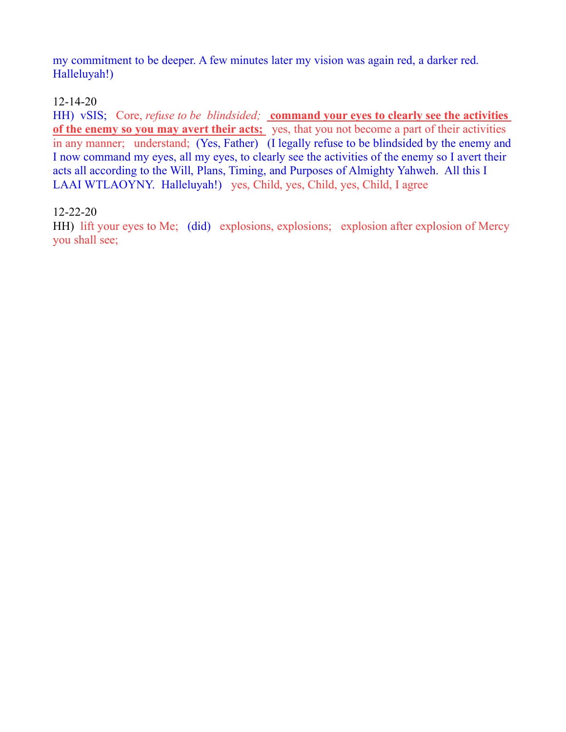my commitment to be deeper. A few minutes later my vision was again red, a darker red. Halleluyah!)

12-14-20

HH) vSIS; Core, *refuse to be blindsided;* **command your eyes to clearly see the activities of the enemy so you may avert their acts;** yes, that you not become a part of their activities in any manner; understand; (Yes, Father) (I legally refuse to be blindsided by the enemy and I now command my eyes, all my eyes, to clearly see the activities of the enemy so I avert their acts all according to the Will, Plans, Timing, and Purposes of Almighty Yahweh. All this I LAAI WTLAOYNY. Halleluyah!) yes, Child, yes, Child, yes, Child, I agree

12-22-20

HH) lift your eyes to Me; (did) explosions, explosions; explosion after explosion of Mercy you shall see;